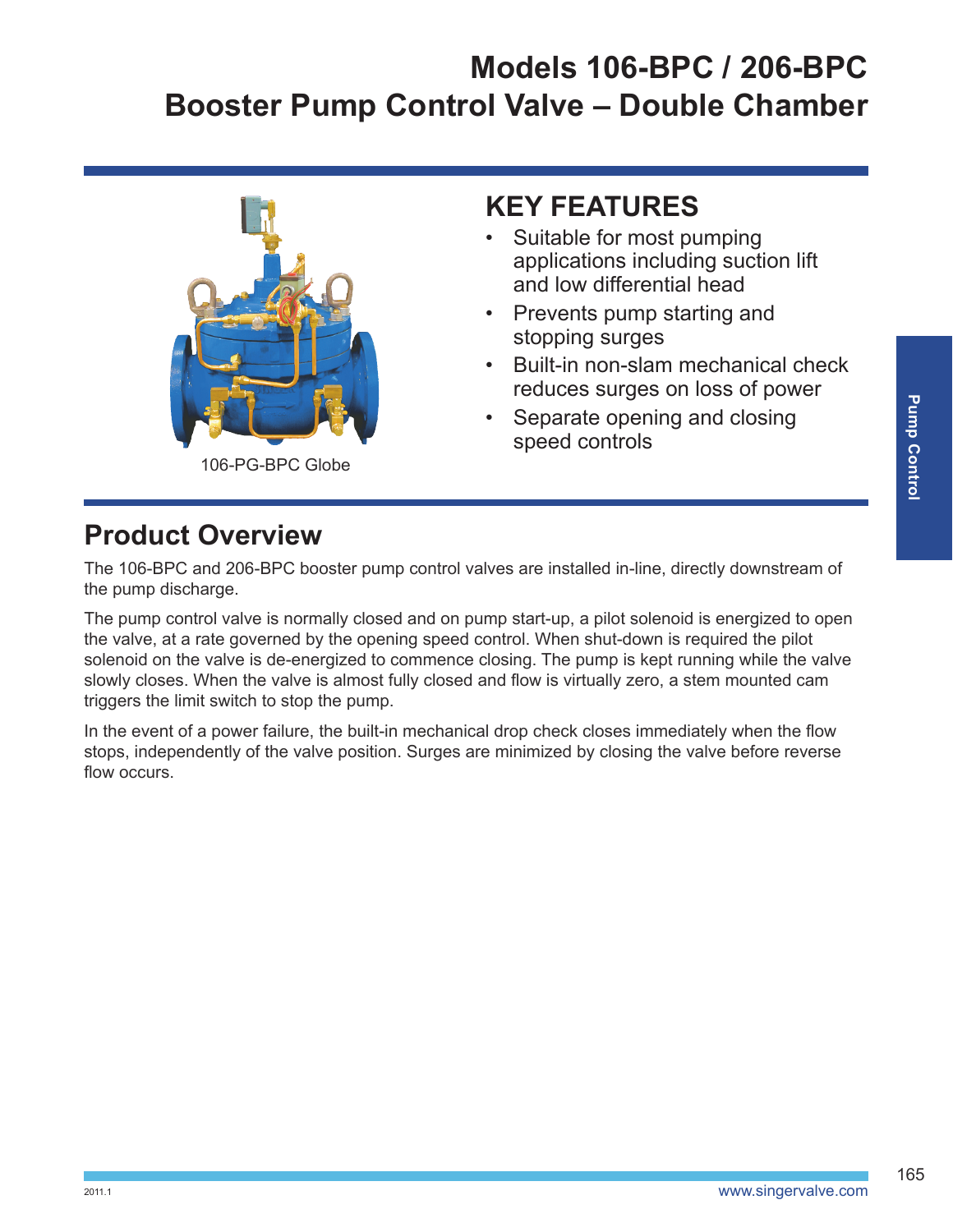# Models 106-BPC / 206-BPC
# Booster Pump Control Valve – Double Chamber

106-PG-BPC Globe

## KEY FEATURES

- Suitable for most pumping applications including suction lift and low differential head
- Prevents pump starting and stopping surges
- Built-in non-slam mechanical check reduces surges on loss of power
- Separate opening and closing speed controls

Pump Control

## Product Overview

The 106-BPC and 206-BPC booster pump control valves are installed in-line, directly downstream of the pump discharge.

The pump control valve is normally closed and on pump start-up, a pilot solenoid is energized to open the valve, at a rate governed by the opening speed control. When shut-down is required the pilot solenoid on the valve is de-energized to commence closing. The pump is kept running while the valve slowly closes. When the valve is almost fully closed and flow is virtually zero, a stem mounted cam triggers the limit switch to stop the pump.

In the event of a power failure, the built-in mechanical drop check closes immediately when the flow stops, independently of the valve position. Surges are minimized by closing the valve before reverse flow occurs.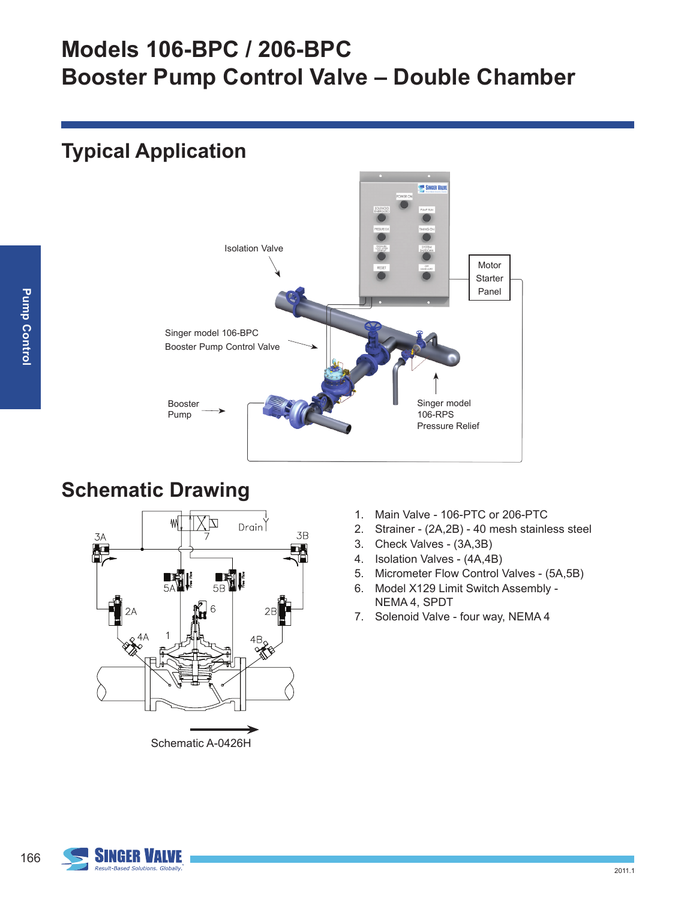# Models 106-BPC / 206-BPC
# Booster Pump Control Valve – Double Chamber

## Typical Application

Isolation Valve

Motor Starter Panel

Singer model 106-BPC Booster Pump Control Valve

Booster Pump

Singer model 106-RPS Pressure Relief

## Schematic Drawing

Schematic A-0426H

1. Main Valve - 106-PTC or 206-PTC
2. Strainer - (2A,2B) - 40 mesh stainless steel
3. Check Valves - (3A,3B)
4. Isolation Valves - (4A,4B)
5. Micrometer Flow Control Valves - (5A,5B)
6. Model X129 Limit Switch Assembly - NEMA 4, SPDT
7. Solenoid Valve - four way, NEMA 4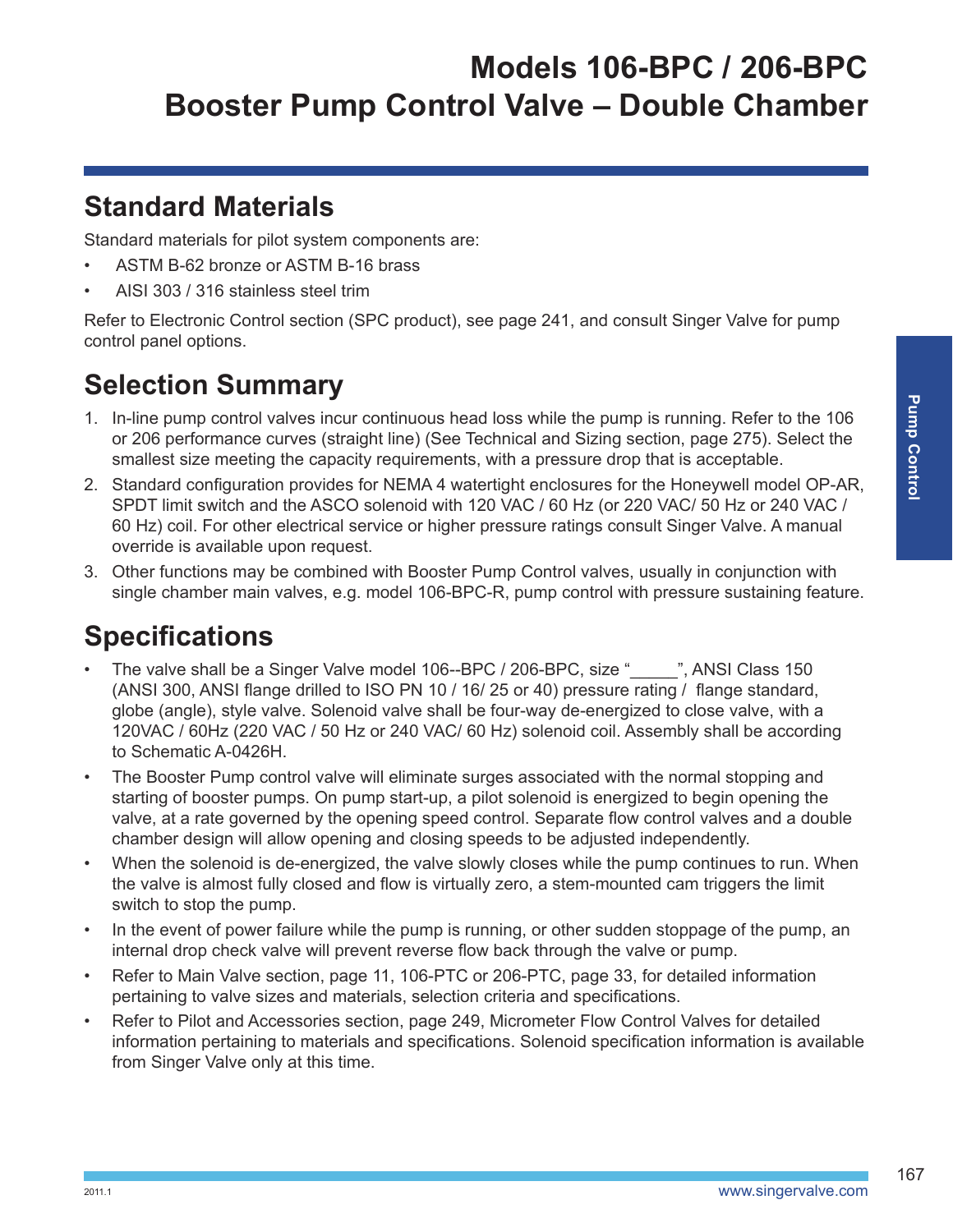# Models 106-BPC / 206-BPC
# Booster Pump Control Valve – Double Chamber

## Standard Materials

Standard materials for pilot system components are:

- ASTM B-62 bronze or ASTM B-16 brass
- AISI 303 / 316 stainless steel trim

Refer to Electronic Control section (SPC product), see page 241, and consult Singer Valve for pump control panel options.

## Selection Summary

1. In-line pump control valves incur continuous head loss while the pump is running. Refer to the 106 or 206 performance curves (straight line) (See Technical and Sizing section, page 275). Select the smallest size meeting the capacity requirements, with a pressure drop that is acceptable.
2. Standard configuration provides for NEMA 4 watertight enclosures for the Honeywell model OP-AR, SPDT limit switch and the ASCO solenoid with 120 VAC / 60 Hz (or 220 VAC/ 50 Hz or 240 VAC / 60 Hz) coil. For other electrical service or higher pressure ratings consult Singer Valve. A manual override is available upon request.
3. Other functions may be combined with Booster Pump Control valves, usually in conjunction with single chamber main valves, e.g. model 106-BPC-R, pump control with pressure sustaining feature.

## Specifications

- The valve shall be a Singer Valve model 106--BPC / 206-BPC, size "_____", ANSI Class 150 (ANSI 300, ANSI flange drilled to ISO PN 10 / 16/ 25 or 40) pressure rating / flange standard, globe (angle), style valve. Solenoid valve shall be four-way de-energized to close valve, with a 120VAC / 60Hz (220 VAC / 50 Hz or 240 VAC/ 60 Hz) solenoid coil. Assembly shall be according to Schematic A-0426H.
- The Booster Pump control valve will eliminate surges associated with the normal stopping and starting of booster pumps. On pump start-up, a pilot solenoid is energized to begin opening the valve, at a rate governed by the opening speed control. Separate flow control valves and a double chamber design will allow opening and closing speeds to be adjusted independently.
- When the solenoid is de-energized, the valve slowly closes while the pump continues to run. When the valve is almost fully closed and flow is virtually zero, a stem-mounted cam triggers the limit switch to stop the pump.
- In the event of power failure while the pump is running, or other sudden stoppage of the pump, an internal drop check valve will prevent reverse flow back through the valve or pump.
- Refer to Main Valve section, page 11, 106-PTC or 206-PTC, page 33, for detailed information pertaining to valve sizes and materials, selection criteria and specifications.
- Refer to Pilot and Accessories section, page 249, Micrometer Flow Control Valves for detailed information pertaining to materials and specifications. Solenoid specification information is available from Singer Valve only at this time.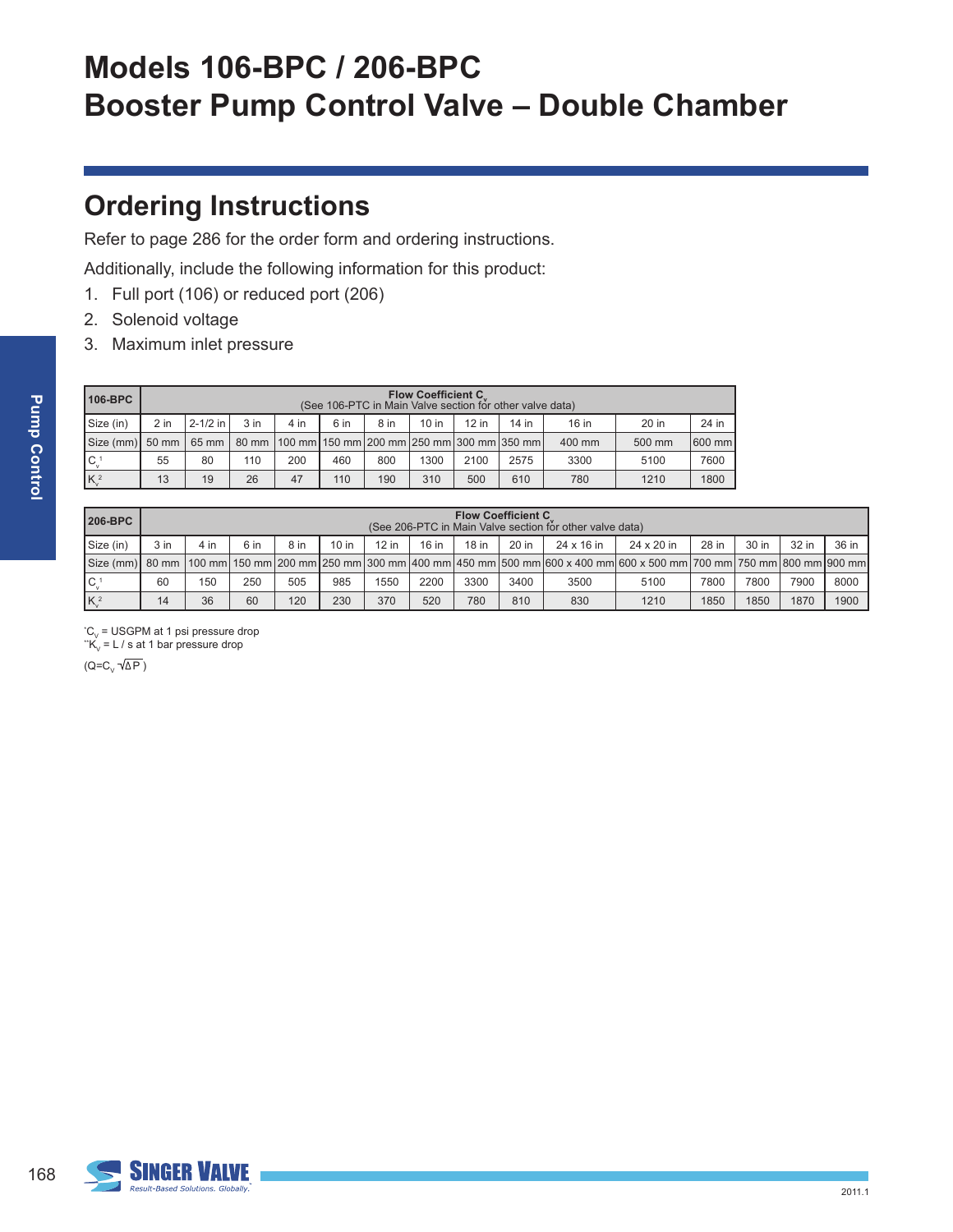# Models 106-BPC / 206-BPC
# Booster Pump Control Valve – Double Chamber

## Ordering Instructions

Refer to page 286 for the order form and ordering instructions.

Additionally, include the following information for this product:

1. Full port (106) or reduced port (206)
2. Solenoid voltage
3. Maximum inlet pressure

| **106-BPC** | **Flow Coefficient $C_v$** (See 106-PTC in Main Valve section for other valve data) | | | | | | | | | | | |
|---|---|---|---|---|---|---|---|---|---|---|---|---|
| Size (in) | 2 in | 2-1/2 in | 3 in | 4 in | 6 in | 8 in | 10 in | 12 in | 14 in | 16 in | 20 in | 24 in |
| Size (mm) | 50 mm | 65 mm | 80 mm | 100 mm | 150 mm | 200 mm | 250 mm | 300 mm | 350 mm | 400 mm | 500 mm | 600 mm |
| $C_v$ [1] | 55 | 80 | 110 | 200 | 460 | 800 | 1300 | 2100 | 2575 | 3300 | 5100 | 7600 |
| $K_v$ [2] | 13 | 19 | 26 | 47 | 110 | 190 | 310 | 500 | 610 | 780 | 1210 | 1800 |

| **206-BPC** | **Flow Coefficient $C_v$** (See 206-PTC in Main Valve section for other valve data) | | | | | | | | | | | | | | |
|---|---|---|---|---|---|---|---|---|---|---|---|---|---|---|---|
| Size (in) | 3 in | 4 in | 6 in | 8 in | 10 in | 12 in | 16 in | 18 in | 20 in | 24 x 16 in | 24 x 20 in | 28 in | 30 in | 32 in | 36 in |
| Size (mm) | 80 mm | 100 mm | 150 mm | 200 mm | 250 mm | 300 mm | 400 mm | 450 mm | 500 mm | 600 x 400 mm | 600 x 500 mm | 700 mm | 750 mm | 800 mm | 900 mm |
| $C_v$ [1] | 60 | 150 | 250 | 505 | 985 | 1550 | 2200 | 3300 | 3400 | 3500 | 5100 | 7800 | 7800 | 7900 | 8000 |
| $K_v$ [2] | 14 | 36 | 60 | 120 | 230 | 370 | 520 | 780 | 810 | 830 | 1210 | 1850 | 1850 | 1870 | 1900 |

*$C_v$ = USGPM at 1 psi pressure drop
**$K_v$ = L / s at 1 bar pressure drop

($Q=C_v\sqrt{\Delta P}$)